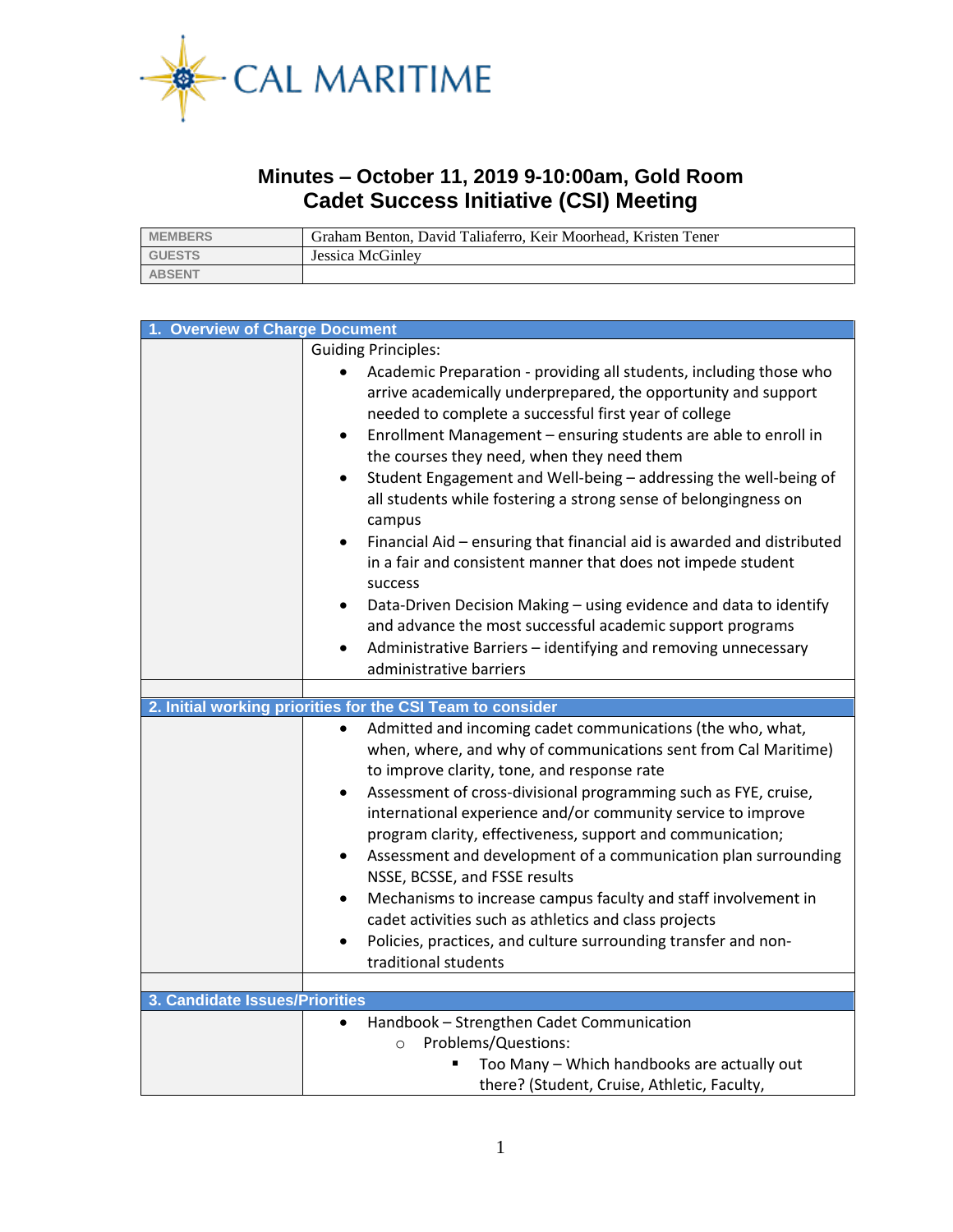CAL MARITIME

# Minutes – October 11, 2019 9-10:00am, Gold Room
# Cadet Success Initiative (CSI) Meeting

| | |
|---|---|
| MEMBERS | Graham Benton, David Taliaferro, Keir Moorhead, Kristen Tener |
| GUESTS | Jessica McGinley |
| ABSENT | |

## 1. Overview of Charge Document

Guiding Principles:

- Academic Preparation - providing all students, including those who arrive academically underprepared, the opportunity and support needed to complete a successful first year of college
- Enrollment Management – ensuring students are able to enroll in the courses they need, when they need them
- Student Engagement and Well-being – addressing the well-being of all students while fostering a strong sense of belongingness on campus
- Financial Aid – ensuring that financial aid is awarded and distributed in a fair and consistent manner that does not impede student success
- Data-Driven Decision Making – using evidence and data to identify and advance the most successful academic support programs
- Administrative Barriers – identifying and removing unnecessary administrative barriers

## 2. Initial working priorities for the CSI Team to consider

- Admitted and incoming cadet communications (the who, what, when, where, and why of communications sent from Cal Maritime) to improve clarity, tone, and response rate
- Assessment of cross-divisional programming such as FYE, cruise, international experience and/or community service to improve program clarity, effectiveness, support and communication;
- Assessment and development of a communication plan surrounding NSSE, BCSSE, and FSSE results
- Mechanisms to increase campus faculty and staff involvement in cadet activities such as athletics and class projects
- Policies, practices, and culture surrounding transfer and non-traditional students

## 3. Candidate Issues/Priorities

- Handbook – Strengthen Cadet Communication
  - Problems/Questions:
    - Too Many – Which handbooks are actually out there? (Student, Cruise, Athletic, Faculty,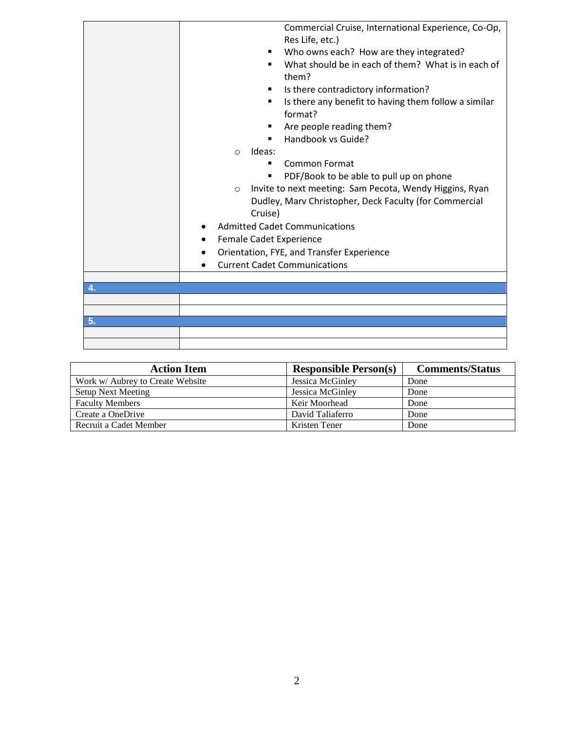| | |
|---|---|
| | Commercial Cruise, International Experience, Co-Op, Res Life, etc.)<br>- Who owns each? How are they integrated?<br>- What should be in each of them? What is in each of them?<br>- Is there contradictory information?<br>- Is there any benefit to having them follow a similar format?<br>- Are people reading them?<br>- Handbook vs Guide?<br>- Ideas:<br>  - Common Format<br>  - PDF/Book to be able to pull up on phone<br>- Invite to next meeting: Sam Pecota, Wendy Higgins, Ryan Dudley, Marv Christopher, Deck Faculty (for Commercial Cruise)<br><br>- Admitted Cadet Communications<br>- Female Cadet Experience<br>- Orientation, FYE, and Transfer Experience<br>- Current Cadet Communications |
| | |
| **4.** | |
| | |
| | |
| **5.** | |
| | |
| | |

| Action Item | Responsible Person(s) | Comments/Status |
|---|---|---|
| Work w/ Aubrey to Create Website | Jessica McGinley | Done |
| Setup Next Meeting | Jessica McGinley | Done |
| Faculty Members | Keir Moorhead | Done |
| Create a OneDrive | David Taliaferro | Done |
| Recruit a Cadet Member | Kristen Tener | Done |